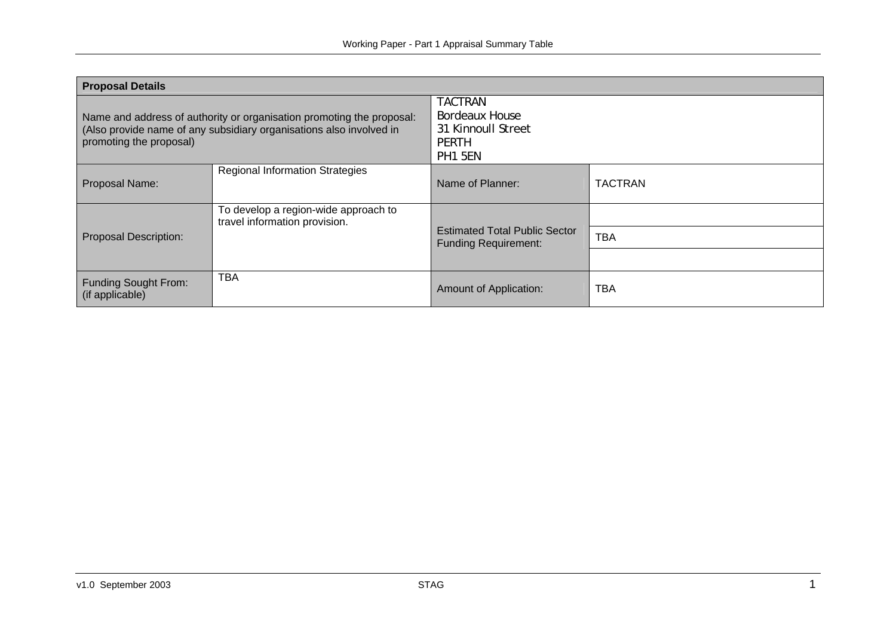| **Proposal Details** | | | |
|---|---|---|---|
| Name and address of authority or organisation promoting the proposal: (Also provide name of any subsidiary organisations also involved in promoting the proposal) | | TACTRAN<br>Bordeaux House<br>31 Kinnoull Street<br>PERTH<br>PH1 5EN | |
| Proposal Name: | Regional Information Strategies | Name of Planner: | TACTRAN |
| Proposal Description: | To develop a region-wide approach to travel information provision. | Estimated Total Public Sector Funding Requirement: | TBA |
| Funding Sought From: (if applicable) | TBA | Amount of Application: | TBA |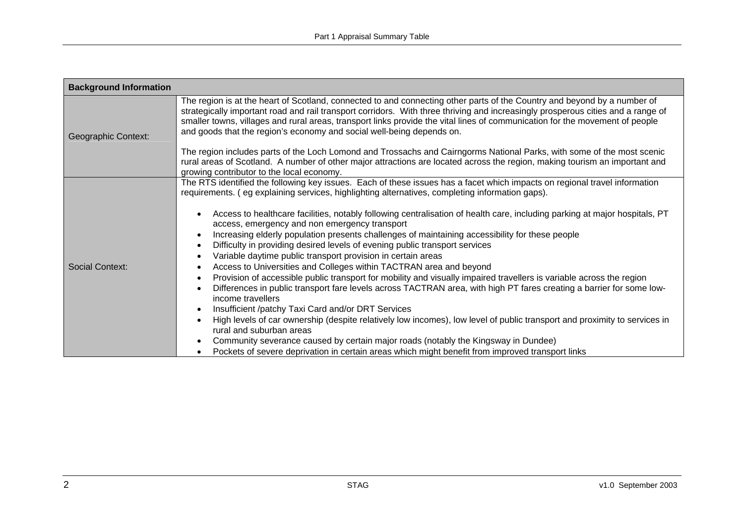| Background Information | |
|---|---|
| Geographic Context: | The region is at the heart of Scotland, connected to and connecting other parts of the Country and beyond by a number of strategically important road and rail transport corridors. With three thriving and increasingly prosperous cities and a range of smaller towns, villages and rural areas, transport links provide the vital lines of communication for the movement of people and goods that the region's economy and social well-being depends on.<br><br>The region includes parts of the Loch Lomond and Trossachs and Cairngorms National Parks, with some of the most scenic rural areas of Scotland. A number of other major attractions are located across the region, making tourism an important and growing contributor to the local economy. |
| Social Context: | The RTS identified the following key issues. Each of these issues has a facet which impacts on regional travel information requirements. ( eg explaining services, highlighting alternatives, completing information gaps).<br><br>• Access to healthcare facilities, notably following centralisation of health care, including parking at major hospitals, PT access, emergency and non emergency transport<br>• Increasing elderly population presents challenges of maintaining accessibility for these people<br>• Difficulty in providing desired levels of evening public transport services<br>• Variable daytime public transport provision in certain areas<br>• Access to Universities and Colleges within TACTRAN area and beyond<br>• Provision of accessible public transport for mobility and visually impaired travellers is variable across the region<br>• Differences in public transport fare levels across TACTRAN area, with high PT fares creating a barrier for some low-income travellers<br>• Insufficient /patchy Taxi Card and/or DRT Services<br>• High levels of car ownership (despite relatively low incomes), low level of public transport and proximity to services in rural and suburban areas<br>• Community severance caused by certain major roads (notably the Kingsway in Dundee)<br>• Pockets of severe deprivation in certain areas which might benefit from improved transport links |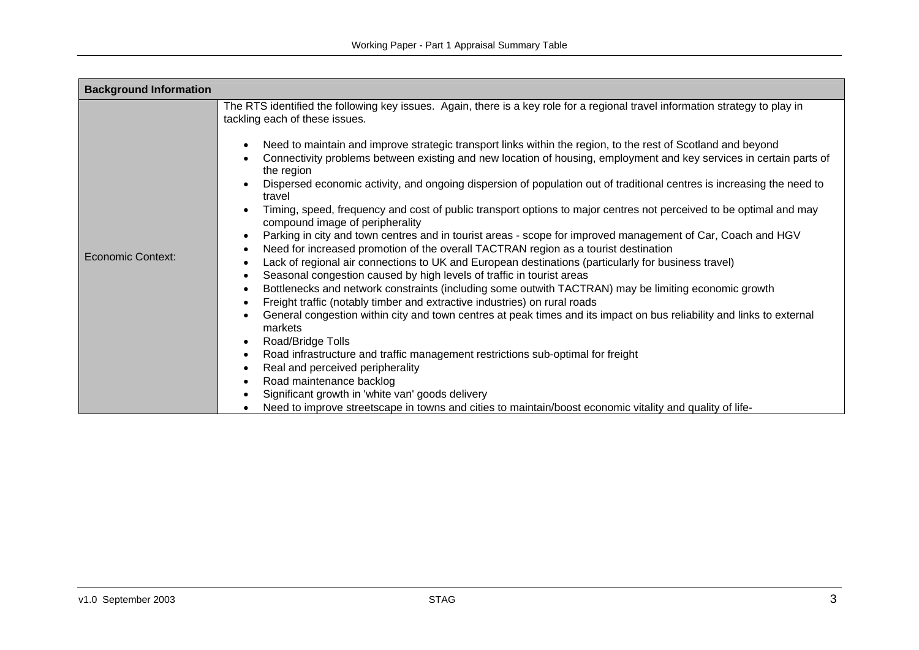| Background Information | |
|---|---|
| Economic Context: | The RTS identified the following key issues. Again, there is a key role for a regional travel information strategy to play in tackling each of these issues.<br><br>• Need to maintain and improve strategic transport links within the region, to the rest of Scotland and beyond<br>• Connectivity problems between existing and new location of housing, employment and key services in certain parts of the region<br>• Dispersed economic activity, and ongoing dispersion of population out of traditional centres is increasing the need to travel<br>• Timing, speed, frequency and cost of public transport options to major centres not perceived to be optimal and may compound image of peripherality<br>• Parking in city and town centres and in tourist areas - scope for improved management of Car, Coach and HGV<br>• Need for increased promotion of the overall TACTRAN region as a tourist destination<br>• Lack of regional air connections to UK and European destinations (particularly for business travel)<br>• Seasonal congestion caused by high levels of traffic in tourist areas<br>• Bottlenecks and network constraints (including some outwith TACTRAN) may be limiting economic growth<br>• Freight traffic (notably timber and extractive industries) on rural roads<br>• General congestion within city and town centres at peak times and its impact on bus reliability and links to external markets<br>• Road/Bridge Tolls<br>• Road infrastructure and traffic management restrictions sub-optimal for freight<br>• Real and perceived peripherality<br>• Road maintenance backlog<br>• Significant growth in 'white van' goods delivery<br>• Need to improve streetscape in towns and cities to maintain/boost economic vitality and quality of life- |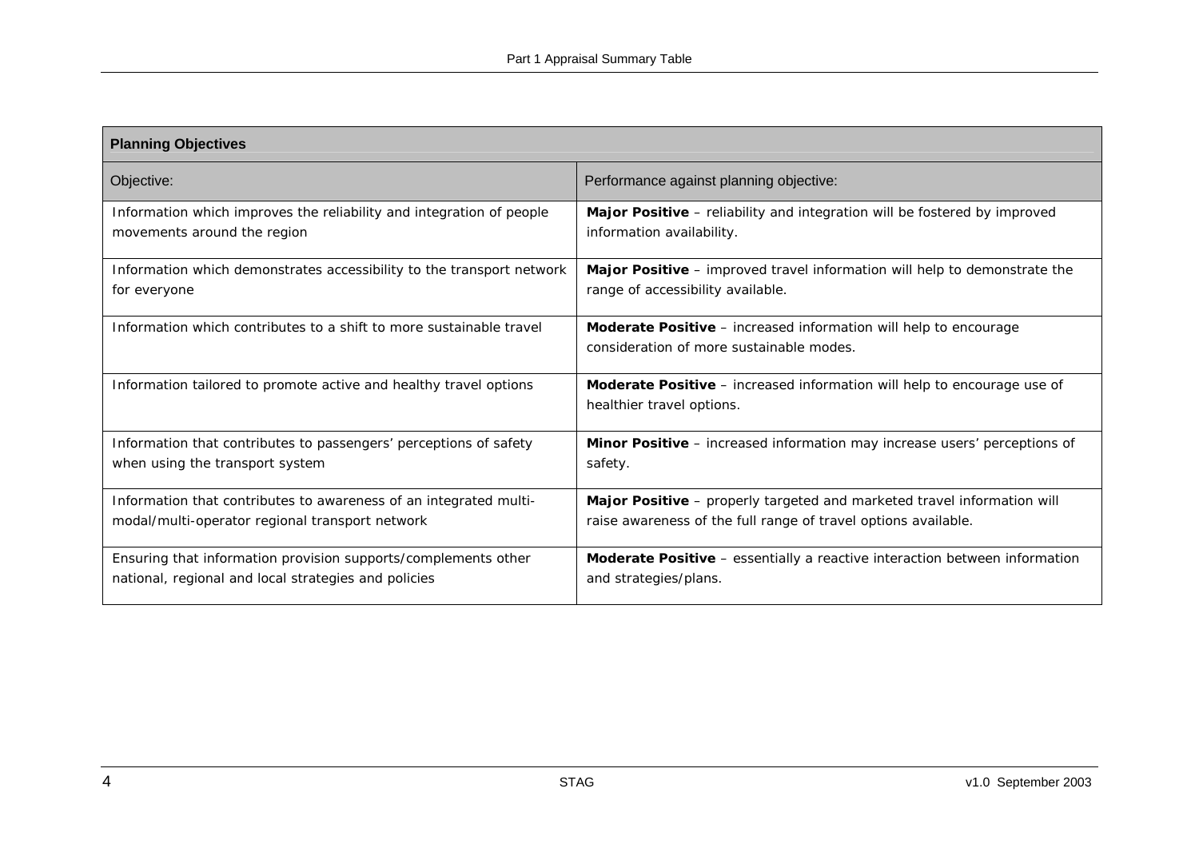| **Planning Objectives** | |
|---|---|
| Objective: | Performance against planning objective: |
| Information which improves the reliability and integration of people movements around the region | **Major Positive** – reliability and integration will be fostered by improved information availability. |
| Information which demonstrates accessibility to the transport network for everyone | **Major Positive** – improved travel information will help to demonstrate the range of accessibility available. |
| Information which contributes to a shift to more sustainable travel | **Moderate Positive** – increased information will help to encourage consideration of more sustainable modes. |
| Information tailored to promote active and healthy travel options | **Moderate Positive** – increased information will help to encourage use of healthier travel options. |
| Information that contributes to passengers' perceptions of safety when using the transport system | **Minor Positive** – increased information may increase users' perceptions of safety. |
| Information that contributes to awareness of an integrated multi-modal/multi-operator regional transport network | **Major Positive** – properly targeted and marketed travel information will raise awareness of the full range of travel options available. |
| Ensuring that information provision supports/complements other national, regional and local strategies and policies | **Moderate Positive** – essentially a reactive interaction between information and strategies/plans. |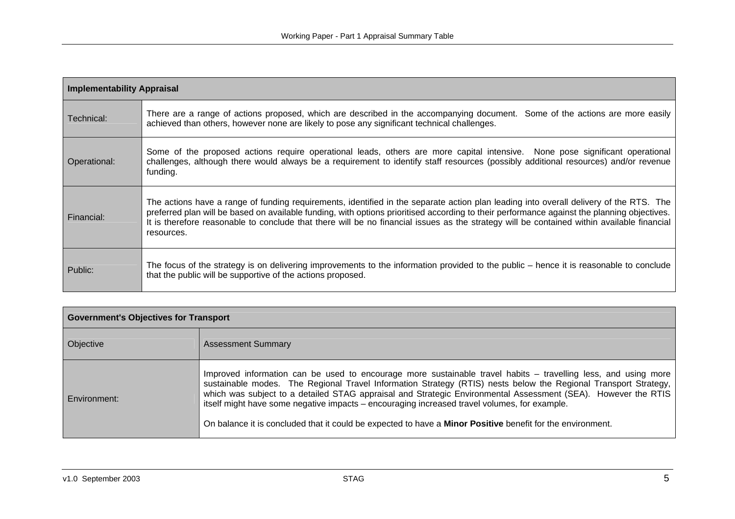| Implementability Appraisal | |
|---|---|
| Technical: | There are a range of actions proposed, which are described in the accompanying document. Some of the actions are more easily achieved than others, however none are likely to pose any significant technical challenges. |
| Operational: | Some of the proposed actions require operational leads, others are more capital intensive. None pose significant operational challenges, although there would always be a requirement to identify staff resources (possibly additional resources) and/or revenue funding. |
| Financial: | The actions have a range of funding requirements, identified in the separate action plan leading into overall delivery of the RTS. The preferred plan will be based on available funding, with options prioritised according to their performance against the planning objectives. It is therefore reasonable to conclude that there will be no financial issues as the strategy will be contained within available financial resources. |
| Public: | The focus of the strategy is on delivering improvements to the information provided to the public – hence it is reasonable to conclude that the public will be supportive of the actions proposed. |

| Government's Objectives for Transport | |
|---|---|
| Objective | Assessment Summary |
| Environment: | Improved information can be used to encourage more sustainable travel habits – travelling less, and using more sustainable modes. The Regional Travel Information Strategy (RTIS) nests below the Regional Transport Strategy, which was subject to a detailed STAG appraisal and Strategic Environmental Assessment (SEA). However the RTIS itself might have some negative impacts – encouraging increased travel volumes, for example.<br><br>On balance it is concluded that it could be expected to have a **Minor Positive** benefit for the environment. |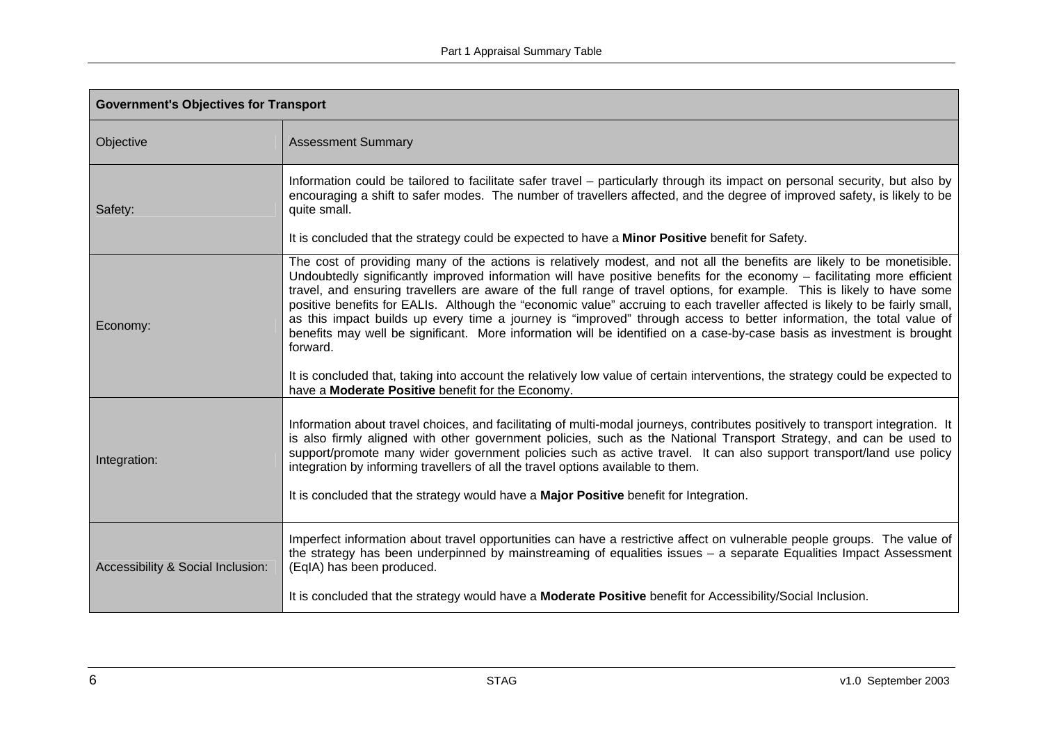| Government's Objectives for Transport | |
|---|---|
| Objective | Assessment Summary |
| Safety: | Information could be tailored to facilitate safer travel – particularly through its impact on personal security, but also by encouraging a shift to safer modes. The number of travellers affected, and the degree of improved safety, is likely to be quite small.<br><br>It is concluded that the strategy could be expected to have a **Minor Positive** benefit for Safety. |
| Economy: | The cost of providing many of the actions is relatively modest, and not all the benefits are likely to be monetisible. Undoubtedly significantly improved information will have positive benefits for the economy – facilitating more efficient travel, and ensuring travellers are aware of the full range of travel options, for example. This is likely to have some positive benefits for EALIs. Although the "economic value" accruing to each traveller affected is likely to be fairly small, as this impact builds up every time a journey is "improved" through access to better information, the total value of benefits may well be significant. More information will be identified on a case-by-case basis as investment is brought forward.<br><br>It is concluded that, taking into account the relatively low value of certain interventions, the strategy could be expected to have a **Moderate Positive** benefit for the Economy. |
| Integration: | Information about travel choices, and facilitating of multi-modal journeys, contributes positively to transport integration. It is also firmly aligned with other government policies, such as the National Transport Strategy, and can be used to support/promote many wider government policies such as active travel. It can also support transport/land use policy integration by informing travellers of all the travel options available to them.<br><br>It is concluded that the strategy would have a **Major Positive** benefit for Integration. |
| Accessibility & Social Inclusion: | Imperfect information about travel opportunities can have a restrictive affect on vulnerable people groups. The value of the strategy has been underpinned by mainstreaming of equalities issues – a separate Equalities Impact Assessment (EqIA) has been produced.<br><br>It is concluded that the strategy would have a **Moderate Positive** benefit for Accessibility/Social Inclusion. |